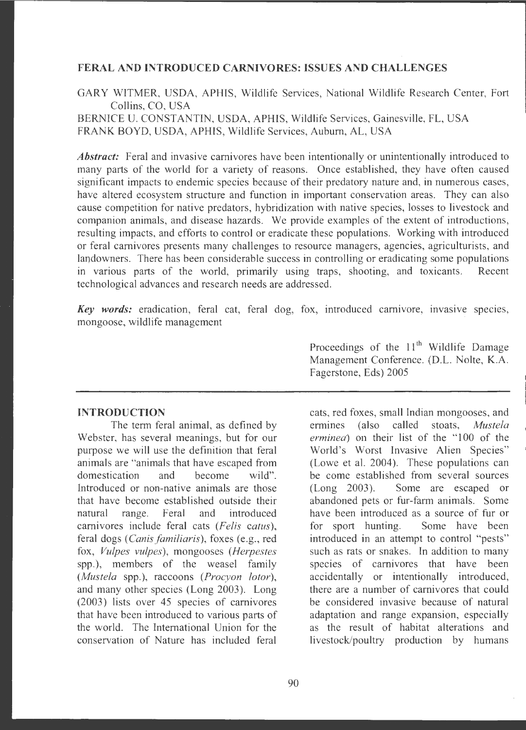# FERAL AND INTRODUCED CARNIVORES: ISSUES AND CHALLENGES

GARY WITMER, USDA, APHIS, Wildlife Services, National Wildlife Research Center, Fort Collins, CO, USA

BERNICE U. CONSTANTIN, USDA, APHIS, Wildlife Services, Gainesville, FL, USA

FRANK BOYD, USDA, APHIS, Wildlife Services, Auburn, AL, USA

***Abstract:*** Feral and invasive carnivores have been intentionally or unintentionally introduced to many parts of the world for a variety of reasons. Once established, they have often caused significant impacts to endemic species because of their predatory nature and, in numerous cases, have altered ecosystem structure and function in important conservation areas. They can also cause competition for native predators, hybridization with native species, losses to livestock and companion animals, and disease hazards. We provide examples of the extent of introductions, resulting impacts, and efforts to control or eradicate these populations. Working with introduced or feral carnivores presents many challenges to resource managers, agencies, agriculturists, and landowners. There has been considerable success in controlling or eradicating some populations in various parts of the world, primarily using traps, shooting, and toxicants. Recent technological advances and research needs are addressed.

***Key words:*** eradication, feral cat, feral dog, fox, introduced carnivore, invasive species, mongoose, wildlife management

Proceedings of the 11th Wildlife Damage Management Conference. (D.L. Nolte, K.A. Fagerstone, Eds) 2005

## INTRODUCTION

The term feral animal, as defined by Webster, has several meanings, but for our purpose we will use the definition that feral animals are "animals that have escaped from domestication and become wild". Introduced or non-native animals are those that have become established outside their natural range. Feral and introduced carnivores include feral cats (*Felis catus*), feral dogs (*Canis familiaris*), foxes (e.g., red fox, *Vulpes vulpes*), mongooses (*Herpestes* spp.), members of the weasel family (*Mustela* spp.), raccoons (*Procyon lotor*), and many other species (Long 2003). Long (2003) lists over 45 species of carnivores that have been introduced to various parts of the world. The International Union for the conservation of Nature has included feral cats, red foxes, small Indian mongooses, and ermines (also called stoats, *Mustela erminea*) on their list of the "100 of the World's Worst Invasive Alien Species" (Lowe et al. 2004). These populations can be come established from several sources (Long 2003). Some are escaped or abandoned pets or fur-farm animals. Some have been introduced as a source of fur or for sport hunting. Some have been introduced in an attempt to control "pests" such as rats or snakes. In addition to many species of carnivores that have been accidentally or intentionally introduced, there are a number of carnivores that could be considered invasive because of natural adaptation and range expansion, especially as the result of habitat alterations and livestock/poultry production by humans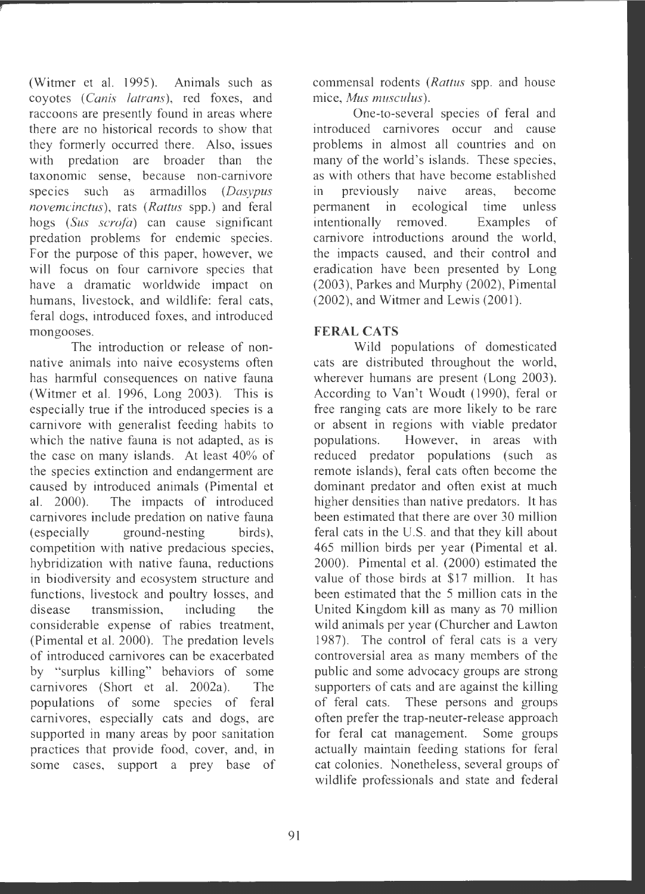(Witmer et al. 1995). Animals such as coyotes (*Canis latrans*), red foxes, and raccoons are presently found in areas where there are no historical records to show that they formerly occurred there. Also, issues with predation are broader than the taxonomic sense, because non-carnivore species such as armadillos (*Dasypus novemcinctus*), rats (*Rattus* spp.) and feral hogs (*Sus scrofa*) can cause significant predation problems for endemic species. For the purpose of this paper, however, we will focus on four carnivore species that have a dramatic worldwide impact on humans, livestock, and wildlife: feral cats, feral dogs, introduced foxes, and introduced mongooses.

The introduction or release of non-native animals into naive ecosystems often has harmful consequences on native fauna (Witmer et al. 1996, Long 2003). This is especially true if the introduced species is a carnivore with generalist feeding habits to which the native fauna is not adapted, as is the case on many islands. At least 40% of the species extinction and endangerment are caused by introduced animals (Pimental et al. 2000). The impacts of introduced carnivores include predation on native fauna (especially ground-nesting birds), competition with native predacious species, hybridization with native fauna, reductions in biodiversity and ecosystem structure and functions, livestock and poultry losses, and disease transmission, including the considerable expense of rabies treatment, (Pimental et al. 2000). The predation levels of introduced carnivores can be exacerbated by "surplus killing" behaviors of some carnivores (Short et al. 2002a). The populations of some species of feral carnivores, especially cats and dogs, are supported in many areas by poor sanitation practices that provide food, cover, and, in some cases, support a prey base of commensal rodents (*Rattus* spp. and house mice, *Mus musculus*).

One-to-several species of feral and introduced carnivores occur and cause problems in almost all countries and on many of the world's islands. These species, as with others that have become established in previously naive areas, become permanent in ecological time unless intentionally removed. Examples of carnivore introductions around the world, the impacts caused, and their control and eradication have been presented by Long (2003), Parkes and Murphy (2002), Pimental (2002), and Witmer and Lewis (2001).

## FERAL CATS

Wild populations of domesticated cats are distributed throughout the world, wherever humans are present (Long 2003). According to Van't Woudt (1990), feral or free ranging cats are more likely to be rare or absent in regions with viable predator populations. However, in areas with reduced predator populations (such as remote islands), feral cats often become the dominant predator and often exist at much higher densities than native predators. It has been estimated that there are over 30 million feral cats in the U.S. and that they kill about 465 million birds per year (Pimental et al. 2000). Pimental et al. (2000) estimated the value of those birds at $17 million. It has been estimated that the 5 million cats in the United Kingdom kill as many as 70 million wild animals per year (Churcher and Lawton 1987). The control of feral cats is a very controversial area as many members of the public and some advocacy groups are strong supporters of cats and are against the killing of feral cats. These persons and groups often prefer the trap-neuter-release approach for feral cat management. Some groups actually maintain feeding stations for feral cat colonies. Nonetheless, several groups of wildlife professionals and state and federal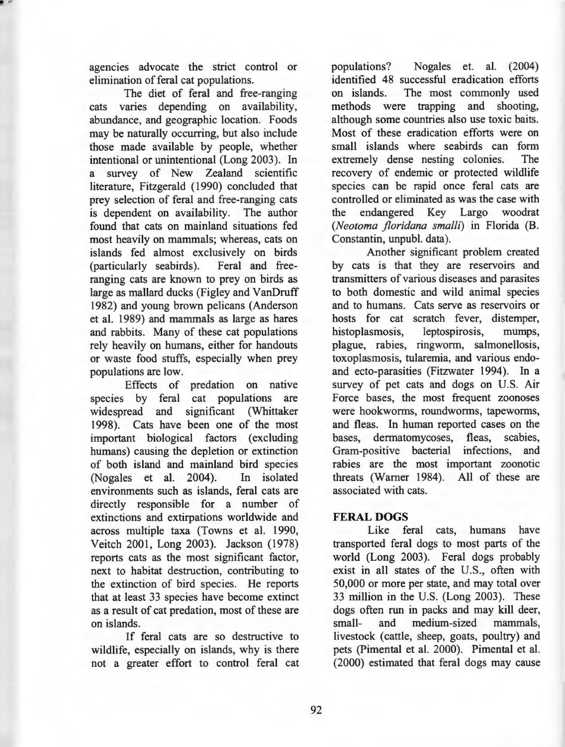agencies advocate the strict control or elimination of feral cat populations.

The diet of feral and free-ranging cats varies depending on availability, abundance, and geographic location. Foods may be naturally occurring, but also include those made available by people, whether intentional or unintentional (Long 2003). In a survey of New Zealand scientific literature, Fitzgerald (1990) concluded that prey selection of feral and free-ranging cats is dependent on availability. The author found that cats on mainland situations fed most heavily on mammals; whereas, cats on islands fed almost exclusively on birds (particularly seabirds). Feral and free-ranging cats are known to prey on birds as large as mallard ducks (Figley and VanDruff 1982) and young brown pelicans (Anderson et al. 1989) and mammals as large as hares and rabbits. Many of these cat populations rely heavily on humans, either for handouts or waste food stuffs, especially when prey populations are low.

Effects of predation on native species by feral cat populations are widespread and significant (Whittaker 1998). Cats have been one of the most important biological factors (excluding humans) causing the depletion or extinction of both island and mainland bird species (Nogales et al. 2004). In isolated environments such as islands, feral cats are directly responsible for a number of extinctions and extirpations worldwide and across multiple taxa (Towns et al. 1990, Veitch 2001, Long 2003). Jackson (1978) reports cats as the most significant factor, next to habitat destruction, contributing to the extinction of bird species. He reports that at least 33 species have become extinct as a result of cat predation, most of these are on islands.

If feral cats are so destructive to wildlife, especially on islands, why is there not a greater effort to control feral cat populations? Nogales et. al. (2004) identified 48 successful eradication efforts on islands. The most commonly used methods were trapping and shooting, although some countries also use toxic baits. Most of these eradication efforts were on small islands where seabirds can form extremely dense nesting colonies. The recovery of endemic or protected wildlife species can be rapid once feral cats are controlled or eliminated as was the case with the endangered Key Largo woodrat (*Neotoma floridana smalli*) in Florida (B. Constantin, unpubl. data).

Another significant problem created by cats is that they are reservoirs and transmitters of various diseases and parasites to both domestic and wild animal species and to humans. Cats serve as reservoirs or hosts for cat scratch fever, distemper, histoplasmosis, leptospirosis, mumps, plague, rabies, ringworm, salmonellosis, toxoplasmosis, tularemia, and various endo- and ecto-parasities (Fitzwater 1994). In a survey of pet cats and dogs on U.S. Air Force bases, the most frequent zoonoses were hookworms, roundworms, tapeworms, and fleas. In human reported cases on the bases, dermatomycoses, fleas, scabies, Gram-positive bacterial infections, and rabies are the most important zoonotic threats (Warner 1984). All of these are associated with cats.

## FERAL DOGS

Like feral cats, humans have transported feral dogs to most parts of the world (Long 2003). Feral dogs probably exist in all states of the U.S., often with 50,000 or more per state, and may total over 33 million in the U.S. (Long 2003). These dogs often run in packs and may kill deer, small- and medium-sized mammals, livestock (cattle, sheep, goats, poultry) and pets (Pimental et al. 2000). Pimental et al. (2000) estimated that feral dogs may cause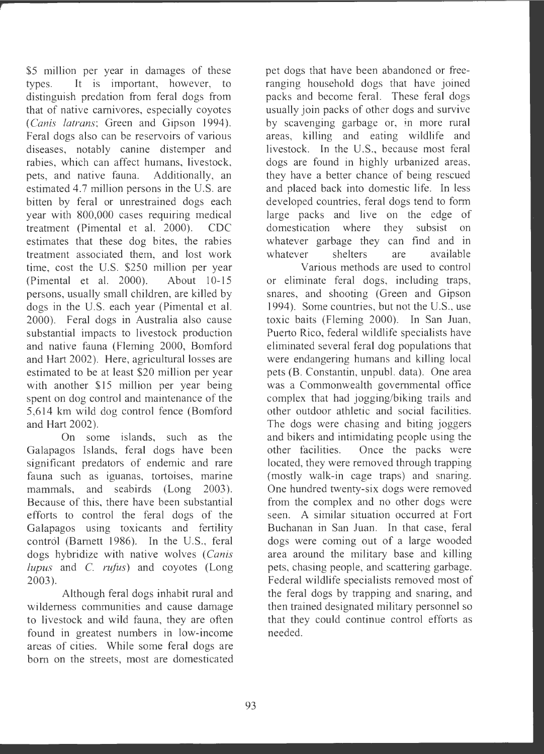$5 million per year in damages of these types. It is important, however, to distinguish predation from feral dogs from that of native carnivores, especially coyotes (*Canis latrans*; Green and Gipson 1994). Feral dogs also can be reservoirs of various diseases, notably canine distemper and rabies, which can affect humans, livestock, pets, and native fauna. Additionally, an estimated 4.7 million persons in the U.S. are bitten by feral or unrestrained dogs each year with 800,000 cases requiring medical treatment (Pimental et al. 2000). CDC estimates that these dog bites, the rabies treatment associated them, and lost work time, cost the U.S. $250 million per year (Pimental et al. 2000). About 10-15 persons, usually small children, are killed by dogs in the U.S. each year (Pimental et al. 2000). Feral dogs in Australia also cause substantial impacts to livestock production and native fauna (Fleming 2000, Bomford and Hart 2002). Here, agricultural losses are estimated to be at least $20 million per year with another $15 million per year being spent on dog control and maintenance of the 5,614 km wild dog control fence (Bomford and Hart 2002).

On some islands, such as the Galapagos Islands, feral dogs have been significant predators of endemic and rare fauna such as iguanas, tortoises, marine mammals, and seabirds (Long 2003). Because of this, there have been substantial efforts to control the feral dogs of the Galapagos using toxicants and fertility control (Barnett 1986). In the U.S., feral dogs hybridize with native wolves (*Canis lupus* and *C. rufus*) and coyotes (Long 2003).

Although feral dogs inhabit rural and wilderness communities and cause damage to livestock and wild fauna, they are often found in greatest numbers in low-income areas of cities. While some feral dogs are born on the streets, most are domesticated pet dogs that have been abandoned or free-ranging household dogs that have joined packs and become feral. These feral dogs usually join packs of other dogs and survive by scavenging garbage or, in more rural areas, killing and eating wildlife and livestock. In the U.S., because most feral dogs are found in highly urbanized areas, they have a better chance of being rescued and placed back into domestic life. In less developed countries, feral dogs tend to form large packs and live on the edge of domestication where they subsist on whatever garbage they can find and in whatever shelters are available

Various methods are used to control or eliminate feral dogs, including traps, snares, and shooting (Green and Gipson 1994). Some countries, but not the U.S., use toxic baits (Fleming 2000). In San Juan, Puerto Rico, federal wildlife specialists have eliminated several feral dog populations that were endangering humans and killing local pets (B. Constantin, unpubl. data). One area was a Commonwealth governmental office complex that had jogging/biking trails and other outdoor athletic and social facilities. The dogs were chasing and biting joggers and bikers and intimidating people using the other facilities. Once the packs were located, they were removed through trapping (mostly walk-in cage traps) and snaring. One hundred twenty-six dogs were removed from the complex and no other dogs were seen. A similar situation occurred at Fort Buchanan in San Juan. In that case, feral dogs were coming out of a large wooded area around the military base and killing pets, chasing people, and scattering garbage. Federal wildlife specialists removed most of the feral dogs by trapping and snaring, and then trained designated military personnel so that they could continue control efforts as needed.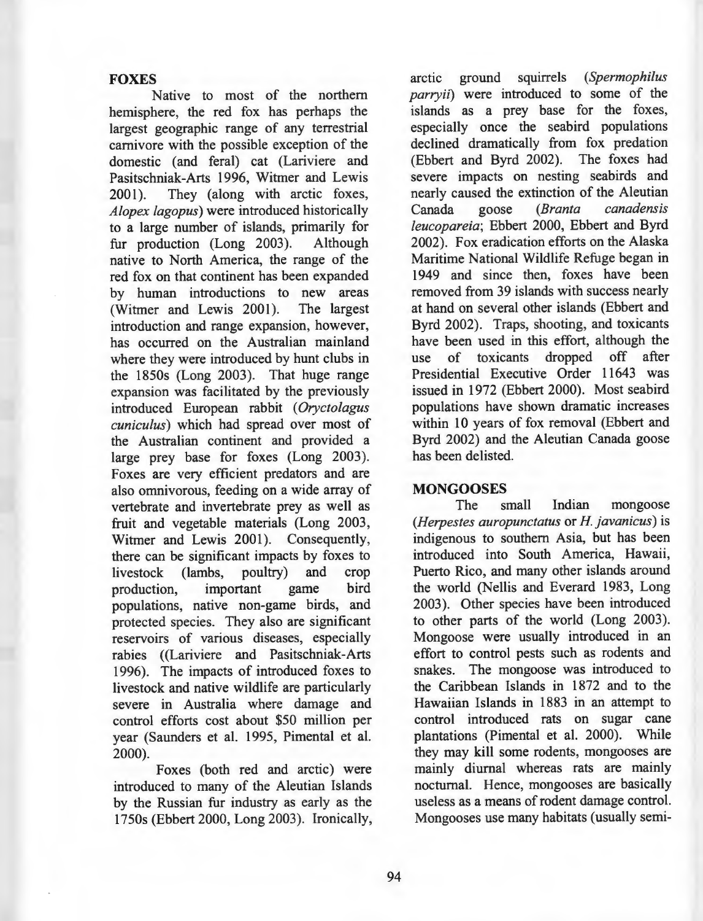## FOXES

Native to most of the northern hemisphere, the red fox has perhaps the largest geographic range of any terrestrial carnivore with the possible exception of the domestic (and feral) cat (Lariviere and Pasitschniak-Arts 1996, Witmer and Lewis 2001). They (along with arctic foxes, *Alopex lagopus*) were introduced historically to a large number of islands, primarily for fur production (Long 2003). Although native to North America, the range of the red fox on that continent has been expanded by human introductions to new areas (Witmer and Lewis 2001). The largest introduction and range expansion, however, has occurred on the Australian mainland where they were introduced by hunt clubs in the 1850s (Long 2003). That huge range expansion was facilitated by the previously introduced European rabbit (*Oryctolagus cuniculus*) which had spread over most of the Australian continent and provided a large prey base for foxes (Long 2003). Foxes are very efficient predators and are also omnivorous, feeding on a wide array of vertebrate and invertebrate prey as well as fruit and vegetable materials (Long 2003, Witmer and Lewis 2001). Consequently, there can be significant impacts by foxes to livestock (lambs, poultry) and crop production, important game bird populations, native non-game birds, and protected species. They also are significant reservoirs of various diseases, especially rabies ((Lariviere and Pasitschniak-Arts 1996). The impacts of introduced foxes to livestock and native wildlife are particularly severe in Australia where damage and control efforts cost about $50 million per year (Saunders et al. 1995, Pimental et al. 2000).

Foxes (both red and arctic) were introduced to many of the Aleutian Islands by the Russian fur industry as early as the 1750s (Ebbert 2000, Long 2003). Ironically, arctic ground squirrels (*Spermophilus parryii*) were introduced to some of the islands as a prey base for the foxes, especially once the seabird populations declined dramatically from fox predation (Ebbert and Byrd 2002). The foxes had severe impacts on nesting seabirds and nearly caused the extinction of the Aleutian Canada goose (*Branta canadensis leucopareia*; Ebbert 2000, Ebbert and Byrd 2002). Fox eradication efforts on the Alaska Maritime National Wildlife Refuge began in 1949 and since then, foxes have been removed from 39 islands with success nearly at hand on several other islands (Ebbert and Byrd 2002). Traps, shooting, and toxicants have been used in this effort, although the use of toxicants dropped off after Presidential Executive Order 11643 was issued in 1972 (Ebbert 2000). Most seabird populations have shown dramatic increases within 10 years of fox removal (Ebbert and Byrd 2002) and the Aleutian Canada goose has been delisted.

## MONGOOSES

The small Indian mongoose (*Herpestes auropunctatus* or *H. javanicus*) is indigenous to southern Asia, but has been introduced into South America, Hawaii, Puerto Rico, and many other islands around the world (Nellis and Everard 1983, Long 2003). Other species have been introduced to other parts of the world (Long 2003). Mongoose were usually introduced in an effort to control pests such as rodents and snakes. The mongoose was introduced to the Caribbean Islands in 1872 and to the Hawaiian Islands in 1883 in an attempt to control introduced rats on sugar cane plantations (Pimental et al. 2000). While they may kill some rodents, mongooses are mainly diurnal whereas rats are mainly nocturnal. Hence, mongooses are basically useless as a means of rodent damage control. Mongooses use many habitats (usually semi-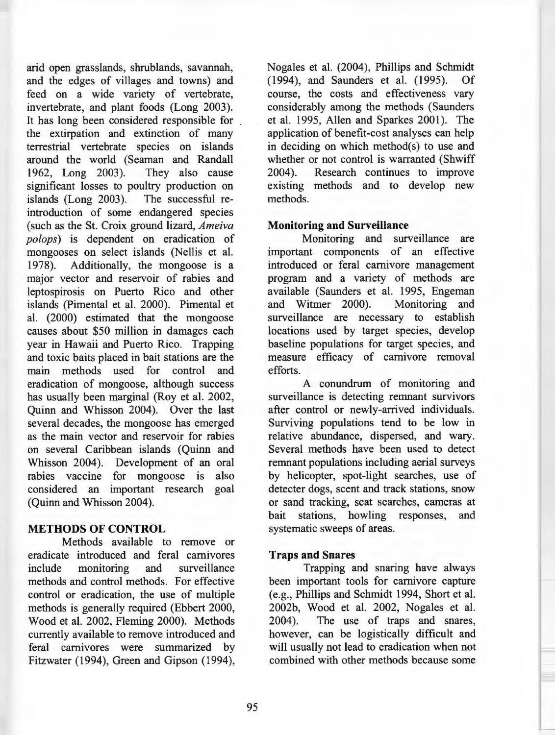arid open grasslands, shrublands, savannah, and the edges of villages and towns) and feed on a wide variety of vertebrate, invertebrate, and plant foods (Long 2003). It has long been considered responsible for the extirpation and extinction of many terrestrial vertebrate species on islands around the world (Seaman and Randall 1962, Long 2003). They also cause significant losses to poultry production on islands (Long 2003). The successful re-introduction of some endangered species (such as the St. Croix ground lizard, *Ameiva polops*) is dependent on eradication of mongooses on select islands (Nellis et al. 1978). Additionally, the mongoose is a major vector and reservoir of rabies and leptospirosis on Puerto Rico and other islands (Pimental et al. 2000). Pimental et al. (2000) estimated that the mongoose causes about $50 million in damages each year in Hawaii and Puerto Rico. Trapping and toxic baits placed in bait stations are the main methods used for control and eradication of mongoose, although success has usually been marginal (Roy et al. 2002, Quinn and Whisson 2004). Over the last several decades, the mongoose has emerged as the main vector and reservoir for rabies on several Caribbean islands (Quinn and Whisson 2004). Development of an oral rabies vaccine for mongoose is also considered an important research goal (Quinn and Whisson 2004).

## METHODS OF CONTROL

Methods available to remove or eradicate introduced and feral carnivores include monitoring and surveillance methods and control methods. For effective control or eradication, the use of multiple methods is generally required (Ebbert 2000, Wood et al. 2002, Fleming 2000). Methods currently available to remove introduced and feral carnivores were summarized by Fitzwater (1994), Green and Gipson (1994), Nogales et al. (2004), Phillips and Schmidt (1994), and Saunders et al. (1995). Of course, the costs and effectiveness vary considerably among the methods (Saunders et al. 1995, Allen and Sparkes 2001). The application of benefit-cost analyses can help in deciding on which method(s) to use and whether or not control is warranted (Shwiff 2004). Research continues to improve existing methods and to develop new methods.

### Monitoring and Surveillance

Monitoring and surveillance are important components of an effective introduced or feral carnivore management program and a variety of methods are available (Saunders et al. 1995, Engeman and Witmer 2000). Monitoring and surveillance are necessary to establish locations used by target species, develop baseline populations for target species, and measure efficacy of carnivore removal efforts.

A conundrum of monitoring and surveillance is detecting remnant survivors after control or newly-arrived individuals. Surviving populations tend to be low in relative abundance, dispersed, and wary. Several methods have been used to detect remnant populations including aerial surveys by helicopter, spot-light searches, use of detecter dogs, scent and track stations, snow or sand tracking, scat searches, cameras at bait stations, howling responses, and systematic sweeps of areas.

### Traps and Snares

Trapping and snaring have always been important tools for carnivore capture (e.g., Phillips and Schmidt 1994, Short et al. 2002b, Wood et al. 2002, Nogales et al. 2004). The use of traps and snares, however, can be logistically difficult and will usually not lead to eradication when not combined with other methods because some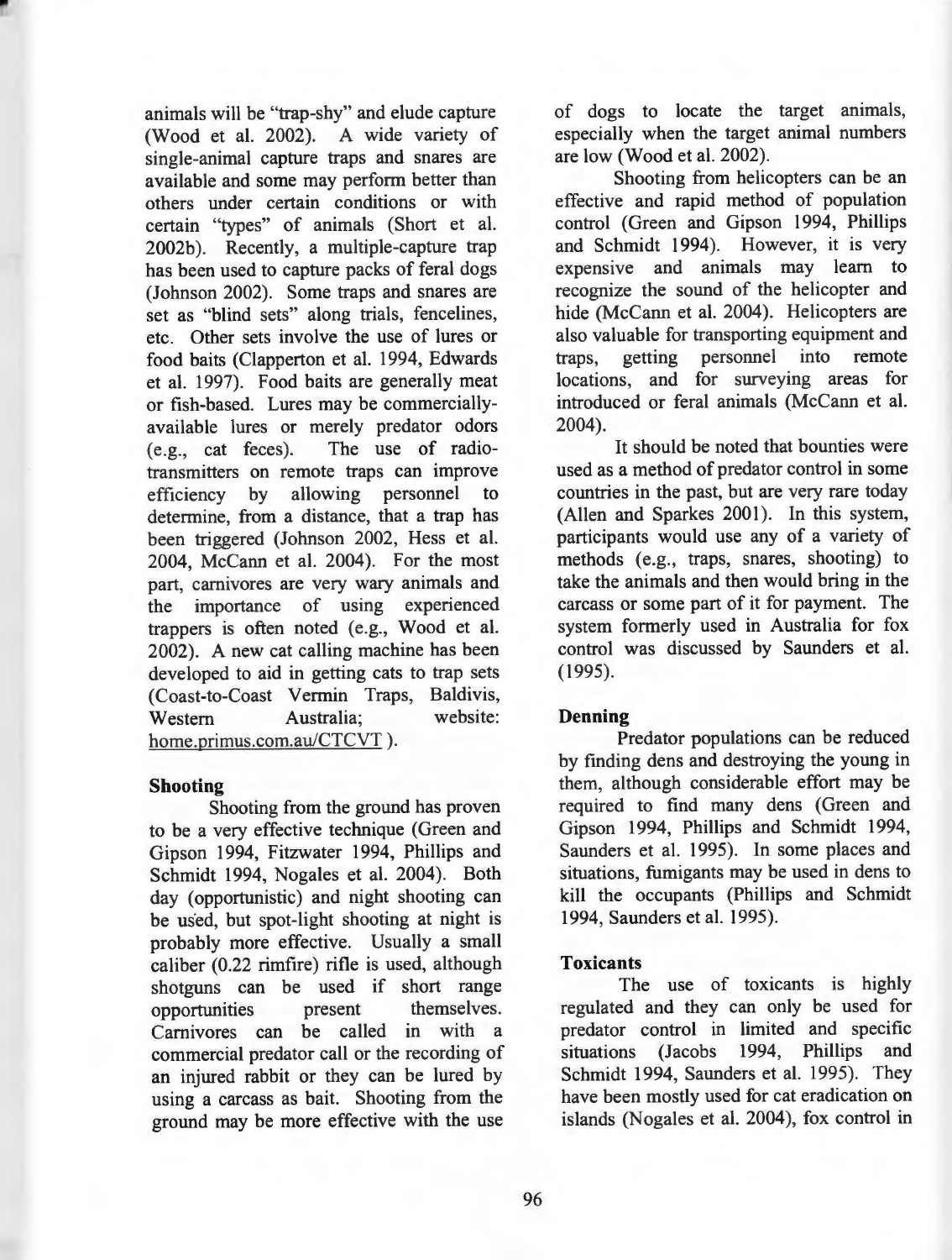animals will be "trap-shy" and elude capture (Wood et al. 2002). A wide variety of single-animal capture traps and snares are available and some may perform better than others under certain conditions or with certain "types" of animals (Short et al. 2002b). Recently, a multiple-capture trap has been used to capture packs of feral dogs (Johnson 2002). Some traps and snares are set as "blind sets" along trials, fencelines, etc. Other sets involve the use of lures or food baits (Clapperton et al. 1994, Edwards et al. 1997). Food baits are generally meat or fish-based. Lures may be commercially-available lures or merely predator odors (e.g., cat feces). The use of radio-transmitters on remote traps can improve efficiency by allowing personnel to determine, from a distance, that a trap has been triggered (Johnson 2002, Hess et al. 2004, McCann et al. 2004). For the most part, carnivores are very wary animals and the importance of using experienced trappers is often noted (e.g., Wood et al. 2002). A new cat calling machine has been developed to aid in getting cats to trap sets (Coast-to-Coast Vermin Traps, Baldivis, Western Australia; website: home.primus.com.au/CTCVT ).

**Shooting**

Shooting from the ground has proven to be a very effective technique (Green and Gipson 1994, Fitzwater 1994, Phillips and Schmidt 1994, Nogales et al. 2004). Both day (opportunistic) and night shooting can be used, but spot-light shooting at night is probably more effective. Usually a small caliber (0.22 rimfire) rifle is used, although shotguns can be used if short range opportunities present themselves. Carnivores can be called in with a commercial predator call or the recording of an injured rabbit or they can be lured by using a carcass as bait. Shooting from the ground may be more effective with the use of dogs to locate the target animals, especially when the target animal numbers are low (Wood et al. 2002).

Shooting from helicopters can be an effective and rapid method of population control (Green and Gipson 1994, Phillips and Schmidt 1994). However, it is very expensive and animals may learn to recognize the sound of the helicopter and hide (McCann et al. 2004). Helicopters are also valuable for transporting equipment and traps, getting personnel into remote locations, and for surveying areas for introduced or feral animals (McCann et al. 2004).

It should be noted that bounties were used as a method of predator control in some countries in the past, but are very rare today (Allen and Sparkes 2001). In this system, participants would use any of a variety of methods (e.g., traps, snares, shooting) to take the animals and then would bring in the carcass or some part of it for payment. The system formerly used in Australia for fox control was discussed by Saunders et al. (1995).

**Denning**

Predator populations can be reduced by finding dens and destroying the young in them, although considerable effort may be required to find many dens (Green and Gipson 1994, Phillips and Schmidt 1994, Saunders et al. 1995). In some places and situations, fumigants may be used in dens to kill the occupants (Phillips and Schmidt 1994, Saunders et al. 1995).

**Toxicants**

The use of toxicants is highly regulated and they can only be used for predator control in limited and specific situations (Jacobs 1994, Phillips and Schmidt 1994, Saunders et al. 1995). They have been mostly used for cat eradication on islands (Nogales et al. 2004), fox control in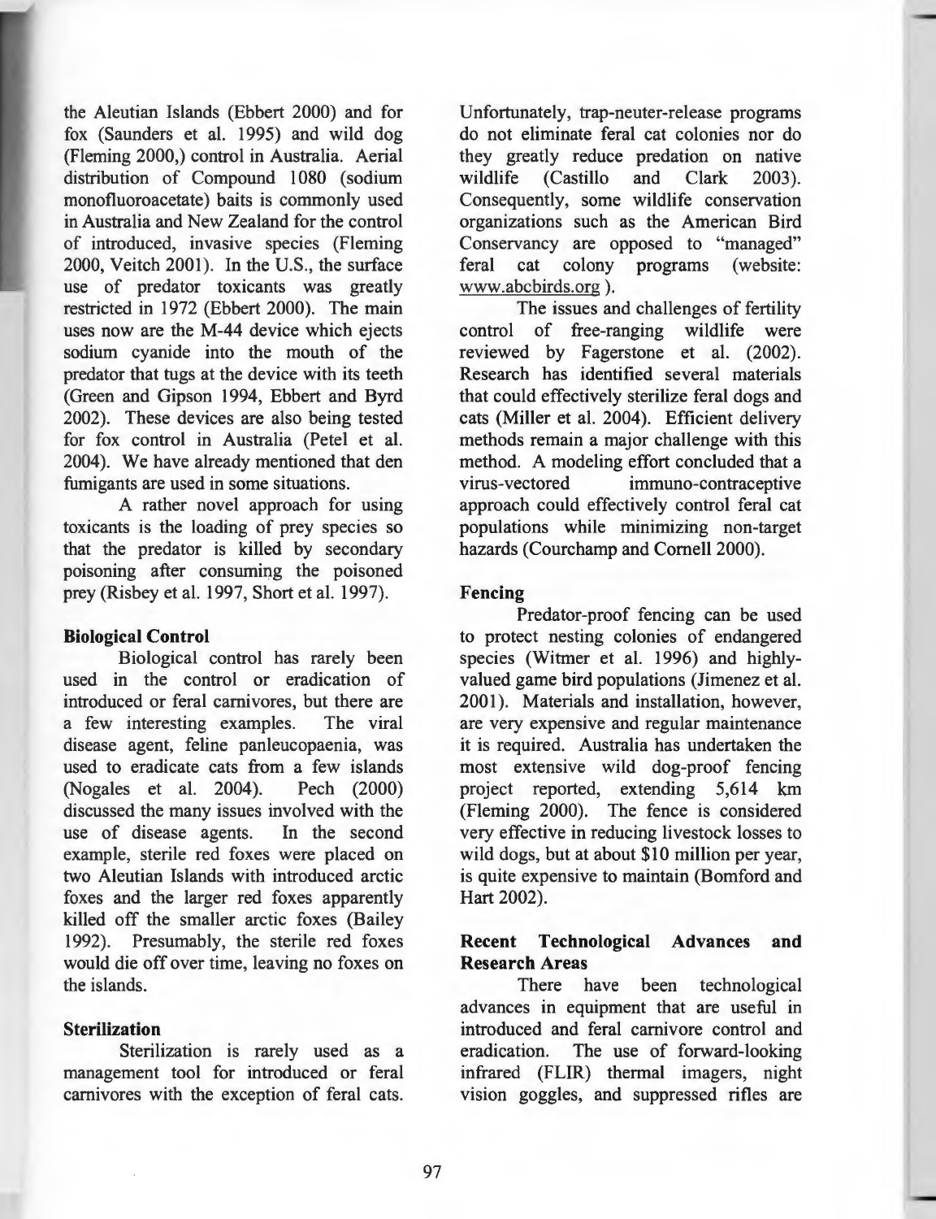the Aleutian Islands (Ebbert 2000) and for fox (Saunders et al. 1995) and wild dog (Fleming 2000,) control in Australia. Aerial distribution of Compound 1080 (sodium monofluoroacetate) baits is commonly used in Australia and New Zealand for the control of introduced, invasive species (Fleming 2000, Veitch 2001). In the U.S., the surface use of predator toxicants was greatly restricted in 1972 (Ebbert 2000). The main uses now are the M-44 device which ejects sodium cyanide into the mouth of the predator that tugs at the device with its teeth (Green and Gipson 1994, Ebbert and Byrd 2002). These devices are also being tested for fox control in Australia (Petel et al. 2004). We have already mentioned that den fumigants are used in some situations.

A rather novel approach for using toxicants is the loading of prey species so that the predator is killed by secondary poisoning after consuming the poisoned prey (Risbey et al. 1997, Short et al. 1997).

### Biological Control

Biological control has rarely been used in the control or eradication of introduced or feral carnivores, but there are a few interesting examples. The viral disease agent, feline panleucopaenia, was used to eradicate cats from a few islands (Nogales et al. 2004). Pech (2000) discussed the many issues involved with the use of disease agents. In the second example, sterile red foxes were placed on two Aleutian Islands with introduced arctic foxes and the larger red foxes apparently killed off the smaller arctic foxes (Bailey 1992). Presumably, the sterile red foxes would die off over time, leaving no foxes on the islands.

### Sterilization

Sterilization is rarely used as a management tool for introduced or feral carnivores with the exception of feral cats. Unfortunately, trap-neuter-release programs do not eliminate feral cat colonies nor do they greatly reduce predation on native wildlife (Castillo and Clark 2003). Consequently, some wildlife conservation organizations such as the American Bird Conservancy are opposed to "managed" feral cat colony programs (website: www.abcbirds.org ).

The issues and challenges of fertility control of free-ranging wildlife were reviewed by Fagerstone et al. (2002). Research has identified several materials that could effectively sterilize feral dogs and cats (Miller et al. 2004). Efficient delivery methods remain a major challenge with this method. A modeling effort concluded that a virus-vectored immuno-contraceptive approach could effectively control feral cat populations while minimizing non-target hazards (Courchamp and Cornell 2000).

### Fencing

Predator-proof fencing can be used to protect nesting colonies of endangered species (Witmer et al. 1996) and highly-valued game bird populations (Jimenez et al. 2001). Materials and installation, however, are very expensive and regular maintenance it is required. Australia has undertaken the most extensive wild dog-proof fencing project reported, extending 5,614 km (Fleming 2000). The fence is considered very effective in reducing livestock losses to wild dogs, but at about $10 million per year, is quite expensive to maintain (Bomford and Hart 2002).

### Recent Technological Advances and Research Areas

There have been technological advances in equipment that are useful in introduced and feral carnivore control and eradication. The use of forward-looking infrared (FLIR) thermal imagers, night vision goggles, and suppressed rifles are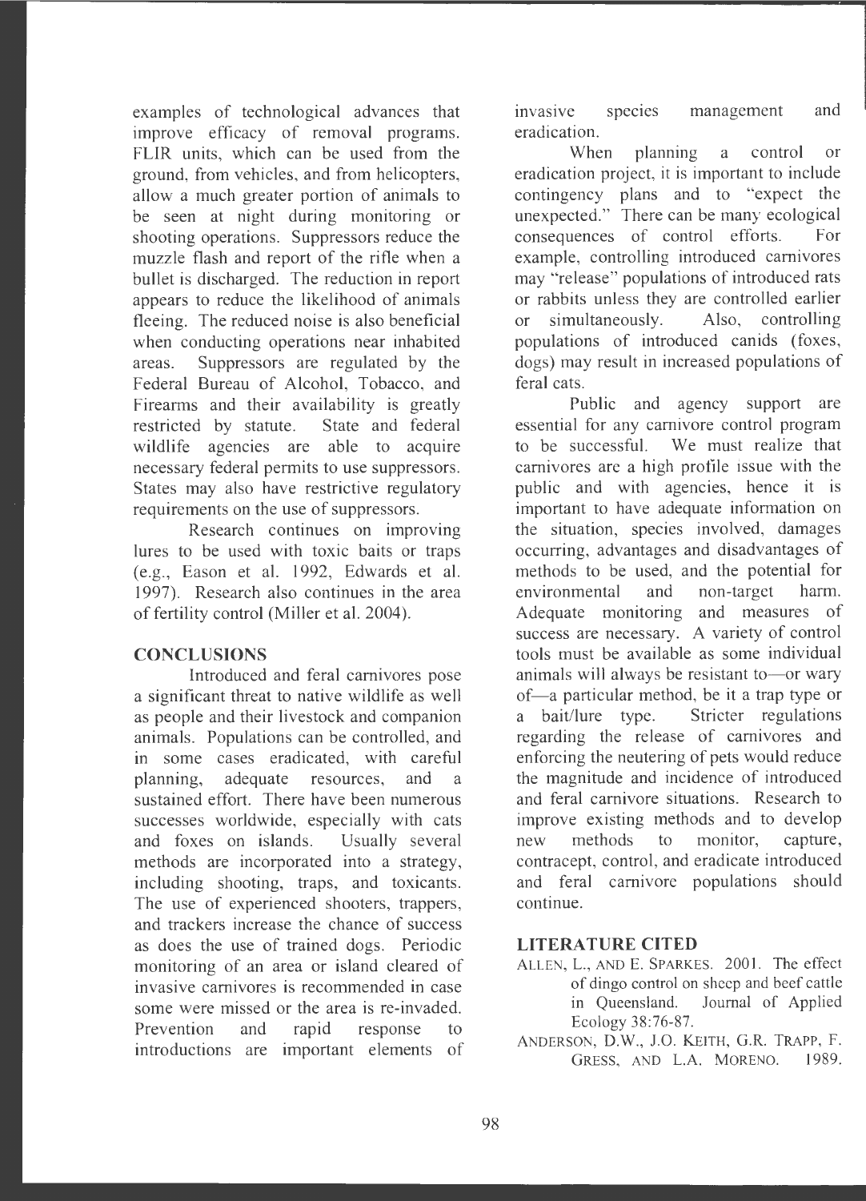examples of technological advances that improve efficacy of removal programs. FLIR units, which can be used from the ground, from vehicles, and from helicopters, allow a much greater portion of animals to be seen at night during monitoring or shooting operations. Suppressors reduce the muzzle flash and report of the rifle when a bullet is discharged. The reduction in report appears to reduce the likelihood of animals fleeing. The reduced noise is also beneficial when conducting operations near inhabited areas. Suppressors are regulated by the Federal Bureau of Alcohol, Tobacco, and Firearms and their availability is greatly restricted by statute. State and federal wildlife agencies are able to acquire necessary federal permits to use suppressors. States may also have restrictive regulatory requirements on the use of suppressors.

Research continues on improving lures to be used with toxic baits or traps (e.g., Eason et al. 1992, Edwards et al. 1997). Research also continues in the area of fertility control (Miller et al. 2004).

## CONCLUSIONS

Introduced and feral carnivores pose a significant threat to native wildlife as well as people and their livestock and companion animals. Populations can be controlled, and in some cases eradicated, with careful planning, adequate resources, and a sustained effort. There have been numerous successes worldwide, especially with cats and foxes on islands. Usually several methods are incorporated into a strategy, including shooting, traps, and toxicants. The use of experienced shooters, trappers, and trackers increase the chance of success as does the use of trained dogs. Periodic monitoring of an area or island cleared of invasive carnivores is recommended in case some were missed or the area is re-invaded. Prevention and rapid response to introductions are important elements of invasive species management and eradication.

When planning a control or eradication project, it is important to include contingency plans and to "expect the unexpected." There can be many ecological consequences of control efforts. For example, controlling introduced carnivores may "release" populations of introduced rats or rabbits unless they are controlled earlier or simultaneously. Also, controlling populations of introduced canids (foxes, dogs) may result in increased populations of feral cats.

Public and agency support are essential for any carnivore control program to be successful. We must realize that carnivores are a high profile issue with the public and with agencies, hence it is important to have adequate information on the situation, species involved, damages occurring, advantages and disadvantages of methods to be used, and the potential for environmental and non-target harm. Adequate monitoring and measures of success are necessary. A variety of control tools must be available as some individual animals will always be resistant to—or wary of—a particular method, be it a trap type or a bait/lure type. Stricter regulations regarding the release of carnivores and enforcing the neutering of pets would reduce the magnitude and incidence of introduced and feral carnivore situations. Research to improve existing methods and to develop new methods to monitor, capture, contracept, control, and eradicate introduced and feral carnivore populations should continue.

## LITERATURE CITED

ALLEN, L., AND E. SPARKES. 2001. The effect of dingo control on sheep and beef cattle in Queensland. Journal of Applied Ecology 38:76-87.

ANDERSON, D.W., J.O. KEITH, G.R. TRAPP, F. GRESS, AND L.A. MORENO. 1989.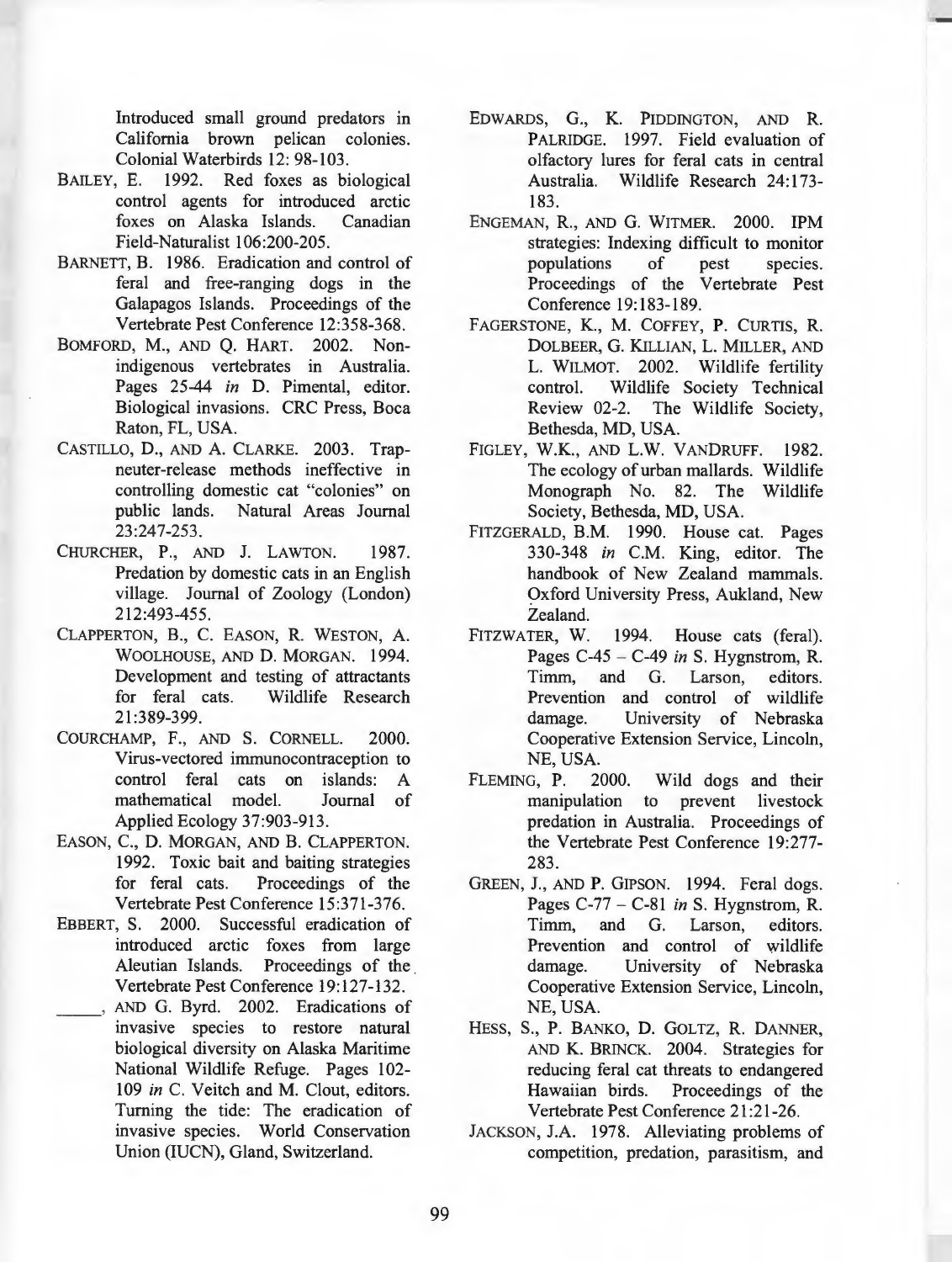Introduced small ground predators in California brown pelican colonies. Colonial Waterbirds 12: 98-103.

BAILEY, E. 1992. Red foxes as biological control agents for introduced arctic foxes on Alaska Islands. Canadian Field-Naturalist 106:200-205.

BARNETT, B. 1986. Eradication and control of feral and free-ranging dogs in the Galapagos Islands. Proceedings of the Vertebrate Pest Conference 12:358-368.

BOMFORD, M., AND Q. HART. 2002. Non-indigenous vertebrates in Australia. Pages 25-44 *in* D. Pimental, editor. Biological invasions. CRC Press, Boca Raton, FL, USA.

CASTILLO, D., AND A. CLARKE. 2003. Trap-neuter-release methods ineffective in controlling domestic cat "colonies" on public lands. Natural Areas Journal 23:247-253.

CHURCHER, P., AND J. LAWTON. 1987. Predation by domestic cats in an English village. Journal of Zoology (London) 212:493-455.

CLAPPERTON, B., C. EASON, R. WESTON, A. WOOLHOUSE, AND D. MORGAN. 1994. Development and testing of attractants for feral cats. Wildlife Research 21:389-399.

COURCHAMP, F., AND S. CORNELL. 2000. Virus-vectored immunocontraception to control feral cats on islands: A mathematical model. Journal of Applied Ecology 37:903-913.

EASON, C., D. MORGAN, AND B. CLAPPERTON. 1992. Toxic bait and baiting strategies for feral cats. Proceedings of the Vertebrate Pest Conference 15:371-376.

EBBERT, S. 2000. Successful eradication of introduced arctic foxes from large Aleutian Islands. Proceedings of the Vertebrate Pest Conference 19:127-132.

_____, AND G. Byrd. 2002. Eradications of invasive species to restore natural biological diversity on Alaska Maritime National Wildlife Refuge. Pages 102-109 *in* C. Veitch and M. Clout, editors. Turning the tide: The eradication of invasive species. World Conservation Union (IUCN), Gland, Switzerland.

EDWARDS, G., K. PIDDINGTON, AND R. PALRIDGE. 1997. Field evaluation of olfactory lures for feral cats in central Australia. Wildlife Research 24:173-183.

ENGEMAN, R., AND G. WITMER. 2000. IPM strategies: Indexing difficult to monitor populations of pest species. Proceedings of the Vertebrate Pest Conference 19:183-189.

FAGERSTONE, K., M. COFFEY, P. CURTIS, R. DOLBEER, G. KILLIAN, L. MILLER, AND L. WILMOT. 2002. Wildlife fertility control. Wildlife Society Technical Review 02-2. The Wildlife Society, Bethesda, MD, USA.

FIGLEY, W.K., AND L.W. VANDRUFF. 1982. The ecology of urban mallards. Wildlife Monograph No. 82. The Wildlife Society, Bethesda, MD, USA.

FITZGERALD, B.M. 1990. House cat. Pages 330-348 *in* C.M. King, editor. The handbook of New Zealand mammals. Oxford University Press, Aukland, New Zealand.

FITZWATER, W. 1994. House cats (feral). Pages C-45 – C-49 *in* S. Hygnstrom, R. Timm, and G. Larson, editors. Prevention and control of wildlife damage. University of Nebraska Cooperative Extension Service, Lincoln, NE, USA.

FLEMING, P. 2000. Wild dogs and their manipulation to prevent livestock predation in Australia. Proceedings of the Vertebrate Pest Conference 19:277-283.

GREEN, J., AND P. GIPSON. 1994. Feral dogs. Pages C-77 – C-81 *in* S. Hygnstrom, R. Timm, and G. Larson, editors. Prevention and control of wildlife damage. University of Nebraska Cooperative Extension Service, Lincoln, NE, USA.

HESS, S., P. BANKO, D. GOLTZ, R. DANNER, AND K. BRINCK. 2004. Strategies for reducing feral cat threats to endangered Hawaiian birds. Proceedings of the Vertebrate Pest Conference 21:21-26.

JACKSON, J.A. 1978. Alleviating problems of competition, predation, parasitism, and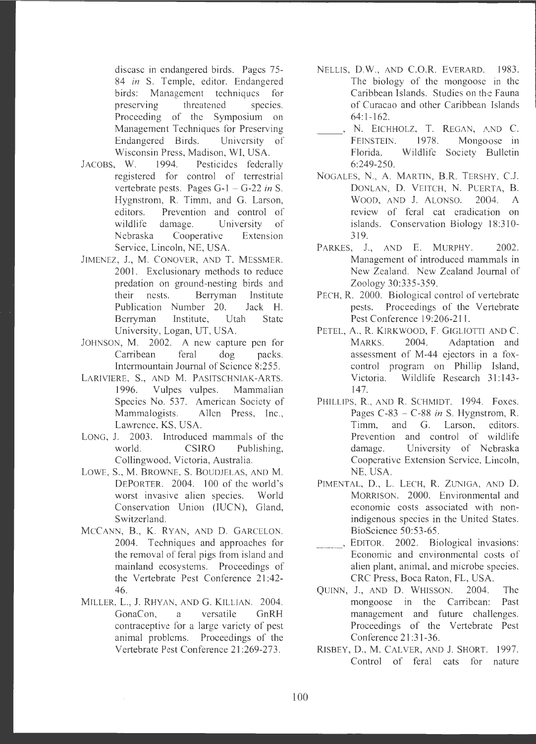disease in endangered birds. Pages 75-84 *in* S. Temple, editor. Endangered birds: Management techniques for preserving threatened species. Proceeding of the Symposium on Management Techniques for Preserving Endangered Birds. University of Wisconsin Press, Madison, WI, USA.

JACOBS, W. 1994. Pesticides federally registered for control of terrestrial vertebrate pests. Pages G-1 – G-22 *in* S. Hygnstrom, R. Timm, and G. Larson, editors. Prevention and control of wildlife damage. University of Nebraska Cooperative Extension Service, Lincoln, NE, USA.

JIMENEZ, J., M. CONOVER, AND T. MESSMER. 2001. Exclusionary methods to reduce predation on ground-nesting birds and their nests. Berryman Institute Publication Number 20. Jack H. Berryman Institute, Utah State University, Logan, UT, USA.

JOHNSON, M. 2002. A new capture pen for Carribean feral dog packs. Intermountain Journal of Science 8:255.

LARIVIERE, S., AND M. PASITSCHNIAK-ARTS. 1996. Vulpes vulpes. Mammalian Species No. 537. American Society of Mammalogists. Allen Press, Inc., Lawrence, KS, USA.

LONG, J. 2003. Introduced mammals of the world. CSIRO Publishing, Collingwood, Victoria, Australia.

LOWE, S., M. BROWNE, S. BOUDJELAS, AND M. DEPORTER. 2004. 100 of the world's worst invasive alien species. World Conservation Union (IUCN), Gland, Switzerland.

MCCANN, B., K. RYAN, AND D. GARCELON. 2004. Techniques and approaches for the removal of feral pigs from island and mainland ecosystems. Proceedings of the Vertebrate Pest Conference 21:42-46.

MILLER, L., J. RHYAN, AND G. KILLIAN. 2004. GonaCon, a versatile GnRH contraceptive for a large variety of pest animal problems. Proceedings of the Vertebrate Pest Conference 21:269-273.

NELLIS, D.W., AND C.O.R. EVERARD. 1983. The biology of the mongoose in the Caribbean Islands. Studies on the Fauna of Curacao and other Caribbean Islands 64:1-162.

_____, N. EICHHOLZ, T. REGAN, AND C. FEINSTEIN. 1978. Mongoose in Florida. Wildlife Society Bulletin 6:249-250.

NOGALES, N., A. MARTIN, B.R. TERSHY, C.J. DONLAN, D. VEITCH, N. PUERTA, B. WOOD, AND J. ALONSO. 2004. A review of feral cat eradication on islands. Conservation Biology 18:310-319.

PARKES, J., AND E. MURPHY. 2002. Management of introduced mammals in New Zealand. New Zealand Journal of Zoology 30:335-359.

PECH, R. 2000. Biological control of vertebrate pests. Proceedings of the Vertebrate Pest Conference 19:206-211.

PETEL, A., R. KIRKWOOD, F. GIGLIOTTI AND C. MARKS. 2004. Adaptation and assessment of M-44 ejectors in a fox-control program on Phillip Island, Victoria. Wildlife Research 31:143-147.

PHILLIPS, R., AND R. SCHMIDT. 1994. Foxes. Pages C-83 – C-88 *in* S. Hygnstrom, R. Timm, and G. Larson, editors. Prevention and control of wildlife damage. University of Nebraska Cooperative Extension Service, Lincoln, NE, USA.

PIMENTAL, D., L. LECH, R. ZUNIGA, AND D. MORRISON. 2000. Environmental and economic costs associated with non-indigenous species in the United States. BioScience 50:53-65.

_____, EDITOR. 2002. Biological invasions: Economic and environmental costs of alien plant, animal, and microbe species. CRC Press, Boca Raton, FL, USA.

QUINN, J., AND D. WHISSON. 2004. The mongoose in the Carribean: Past management and future challenges. Proceedings of the Vertebrate Pest Conference 21:31-36.

RISBEY, D., M. CALVER, AND J. SHORT. 1997. Control of feral cats for nature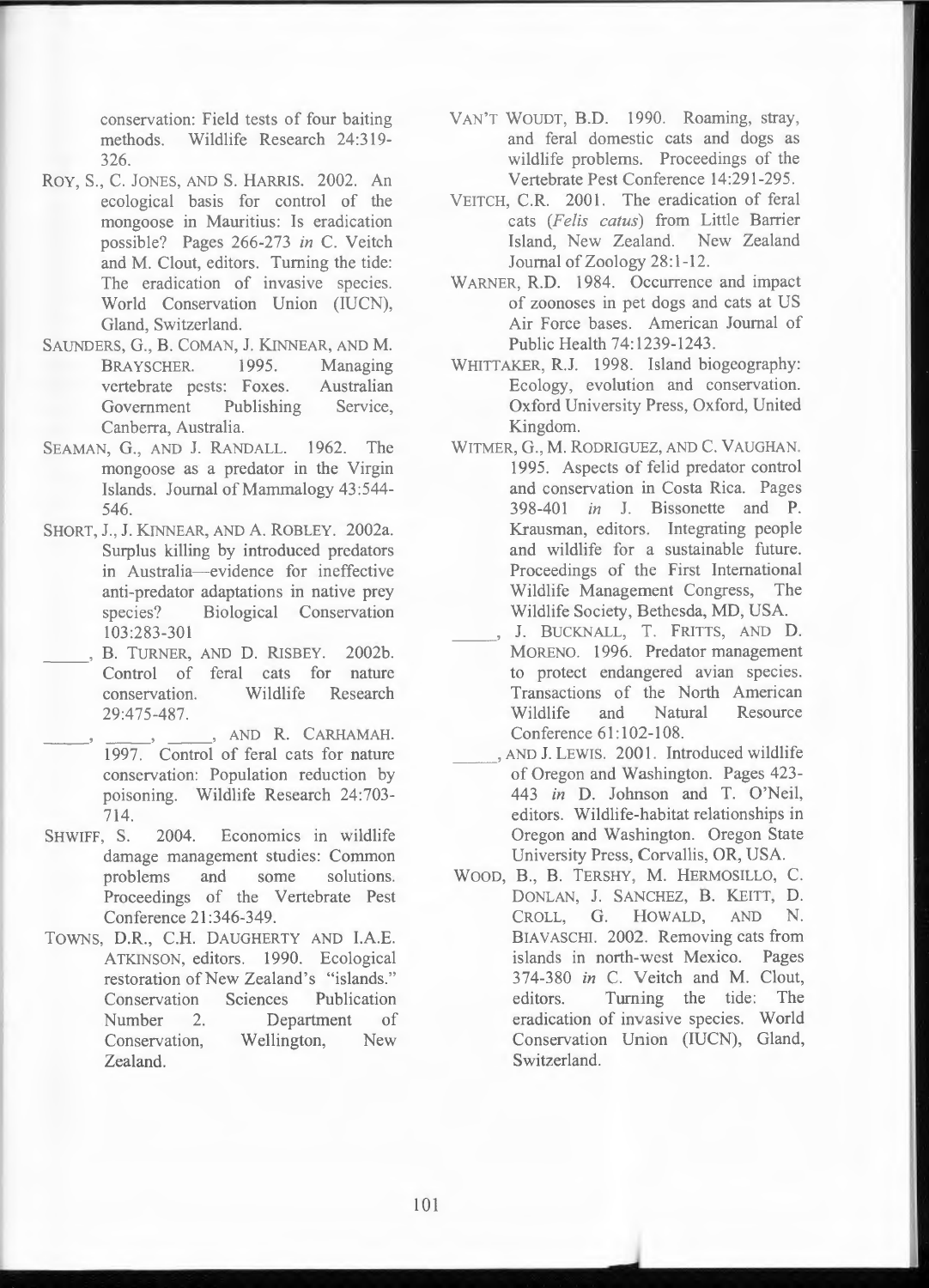conservation: Field tests of four baiting methods. Wildlife Research 24:319-326.

ROY, S., C. JONES, AND S. HARRIS. 2002. An ecological basis for control of the mongoose in Mauritius: Is eradication possible? Pages 266-273 *in* C. Veitch and M. Clout, editors. Turning the tide: The eradication of invasive species. World Conservation Union (IUCN), Gland, Switzerland.

SAUNDERS, G., B. COMAN, J. KINNEAR, AND M. BRAYSCHER. 1995. Managing vertebrate pests: Foxes. Australian Government Publishing Service, Canberra, Australia.

SEAMAN, G., AND J. RANDALL. 1962. The mongoose as a predator in the Virgin Islands. Journal of Mammalogy 43:544-546.

SHORT, J., J. KINNEAR, AND A. ROBLEY. 2002a. Surplus killing by introduced predators in Australia—evidence for ineffective anti-predator adaptations in native prey species? Biological Conservation 103:283-301

_____, B. TURNER, AND D. RISBEY. 2002b. Control of feral cats for nature conservation. Wildlife Research 29:475-487.

_____, _____, _____, AND R. CARHAMAH. 1997. Control of feral cats for nature conservation: Population reduction by poisoning. Wildlife Research 24:703-714.

SHWIFF, S. 2004. Economics in wildlife damage management studies: Common problems and some solutions. Proceedings of the Vertebrate Pest Conference 21:346-349.

TOWNS, D.R., C.H. DAUGHERTY AND I.A.E. ATKINSON, editors. 1990. Ecological restoration of New Zealand's "islands." Conservation Sciences Publication Number 2. Department of Conservation, Wellington, New Zealand.

VAN'T WOUDT, B.D. 1990. Roaming, stray, and feral domestic cats and dogs as wildlife problems. Proceedings of the Vertebrate Pest Conference 14:291-295.

VEITCH, C.R. 2001. The eradication of feral cats (*Felis catus*) from Little Barrier Island, New Zealand. New Zealand Journal of Zoology 28:1-12.

WARNER, R.D. 1984. Occurrence and impact of zoonoses in pet dogs and cats at US Air Force bases. American Journal of Public Health 74:1239-1243.

WHITTAKER, R.J. 1998. Island biogeography: Ecology, evolution and conservation. Oxford University Press, Oxford, United Kingdom.

WITMER, G., M. RODRIGUEZ, AND C. VAUGHAN. 1995. Aspects of felid predator control and conservation in Costa Rica. Pages 398-401 *in* J. Bissonette and P. Krausman, editors. Integrating people and wildlife for a sustainable future. Proceedings of the First International Wildlife Management Congress, The Wildlife Society, Bethesda, MD, USA.

_____, J. BUCKNALL, T. FRITTS, AND D. MORENO. 1996. Predator management to protect endangered avian species. Transactions of the North American Wildlife and Natural Resource Conference 61:102-108.

_____, AND J. LEWIS. 2001. Introduced wildlife of Oregon and Washington. Pages 423-443 *in* D. Johnson and T. O'Neil, editors. Wildlife-habitat relationships in Oregon and Washington. Oregon State University Press, Corvallis, OR, USA.

WOOD, B., B. TERSHY, M. HERMOSILLO, C. DONLAN, J. SANCHEZ, B. KEITT, D. CROLL, G. HOWALD, AND N. BIAVASCHI. 2002. Removing cats from islands in north-west Mexico. Pages 374-380 *in* C. Veitch and M. Clout, editors. Turning the tide: The eradication of invasive species. World Conservation Union (IUCN), Gland, Switzerland.